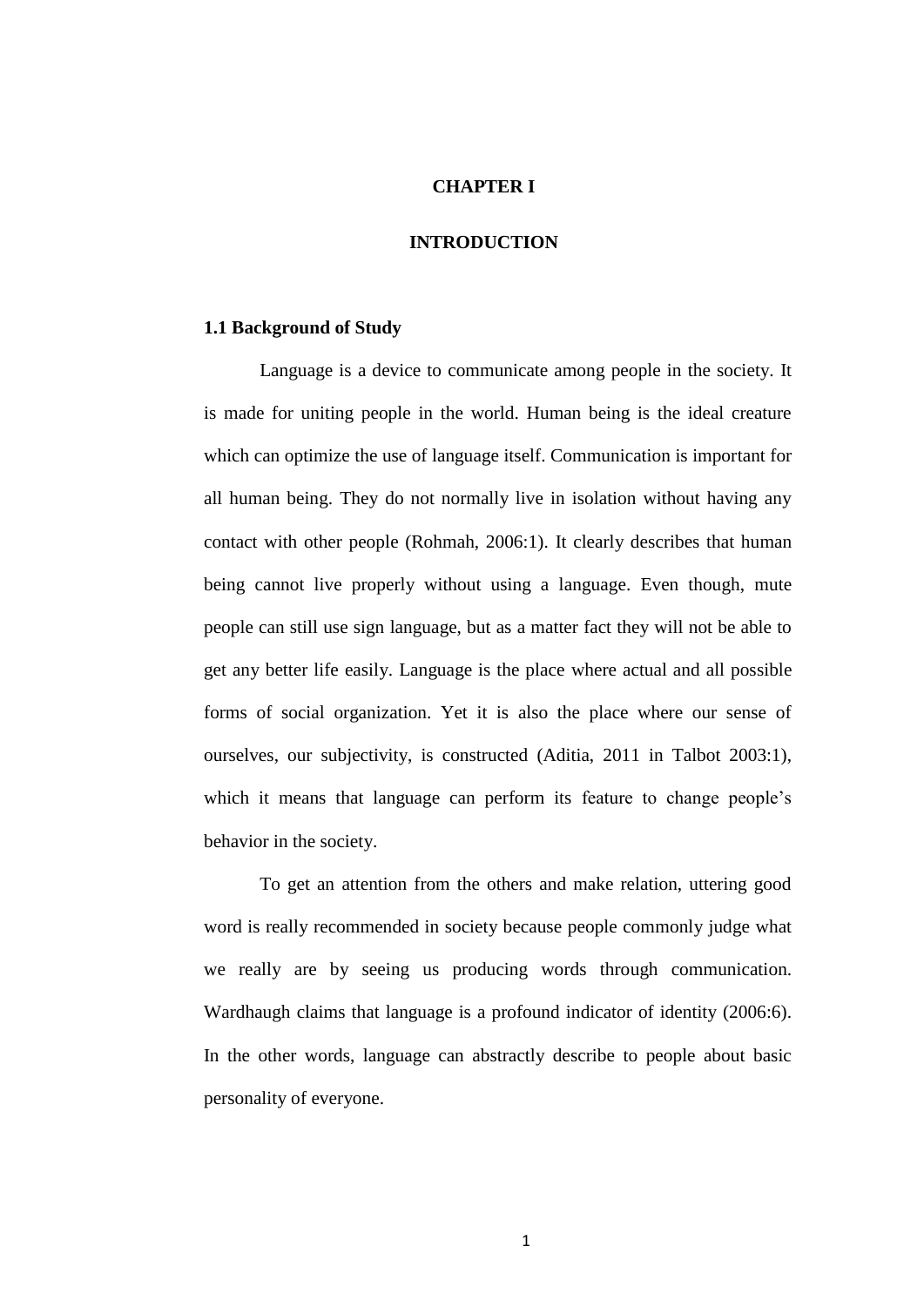# CHAPTER I

# INTRODUCTION

## 1.1 Background of Study

Language is a device to communicate among people in the society. It is made for uniting people in the world. Human being is the ideal creature which can optimize the use of language itself. Communication is important for all human being. They do not normally live in isolation without having any contact with other people (Rohmah, 2006:1). It clearly describes that human being cannot live properly without using a language. Even though, mute people can still use sign language, but as a matter fact they will not be able to get any better life easily. Language is the place where actual and all possible forms of social organization. Yet it is also the place where our sense of ourselves, our subjectivity, is constructed (Aditia, 2011 in Talbot 2003:1), which it means that language can perform its feature to change people's behavior in the society.

To get an attention from the others and make relation, uttering good word is really recommended in society because people commonly judge what we really are by seeing us producing words through communication. Wardhaugh claims that language is a profound indicator of identity (2006:6). In the other words, language can abstractly describe to people about basic personality of everyone.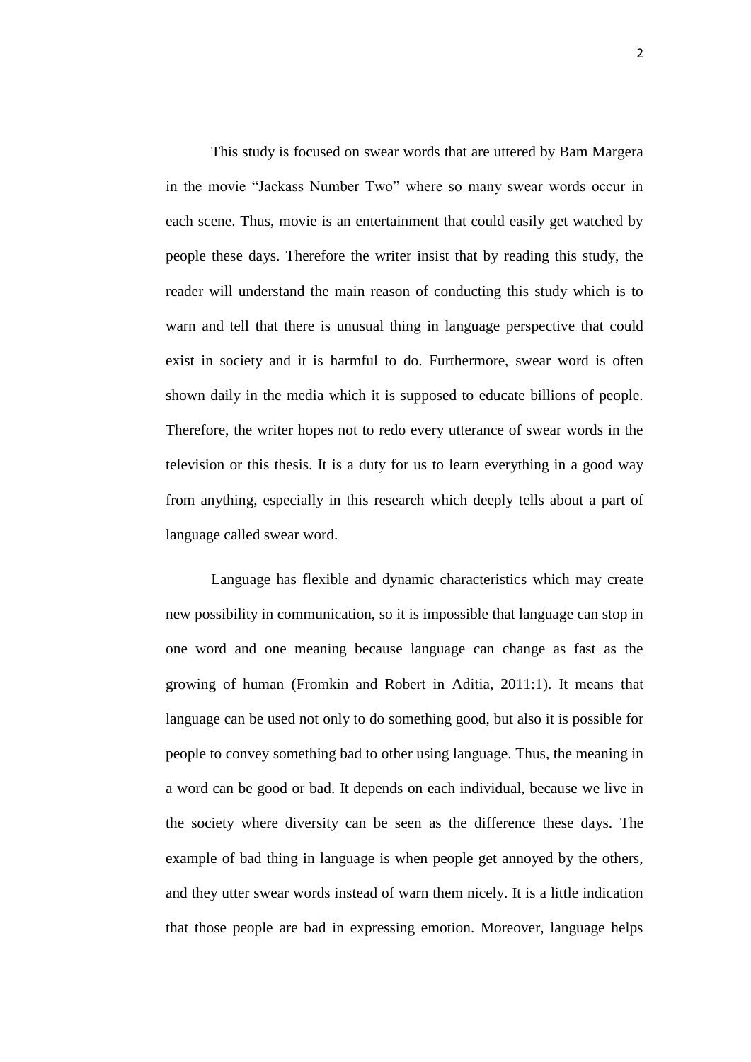This study is focused on swear words that are uttered by Bam Margera in the movie "Jackass Number Two" where so many swear words occur in each scene. Thus, movie is an entertainment that could easily get watched by people these days. Therefore the writer insist that by reading this study, the reader will understand the main reason of conducting this study which is to warn and tell that there is unusual thing in language perspective that could exist in society and it is harmful to do. Furthermore, swear word is often shown daily in the media which it is supposed to educate billions of people. Therefore, the writer hopes not to redo every utterance of swear words in the television or this thesis. It is a duty for us to learn everything in a good way from anything, especially in this research which deeply tells about a part of language called swear word.

Language has flexible and dynamic characteristics which may create new possibility in communication, so it is impossible that language can stop in one word and one meaning because language can change as fast as the growing of human (Fromkin and Robert in Aditia, 2011:1). It means that language can be used not only to do something good, but also it is possible for people to convey something bad to other using language. Thus, the meaning in a word can be good or bad. It depends on each individual, because we live in the society where diversity can be seen as the difference these days. The example of bad thing in language is when people get annoyed by the others, and they utter swear words instead of warn them nicely. It is a little indication that those people are bad in expressing emotion. Moreover, language helps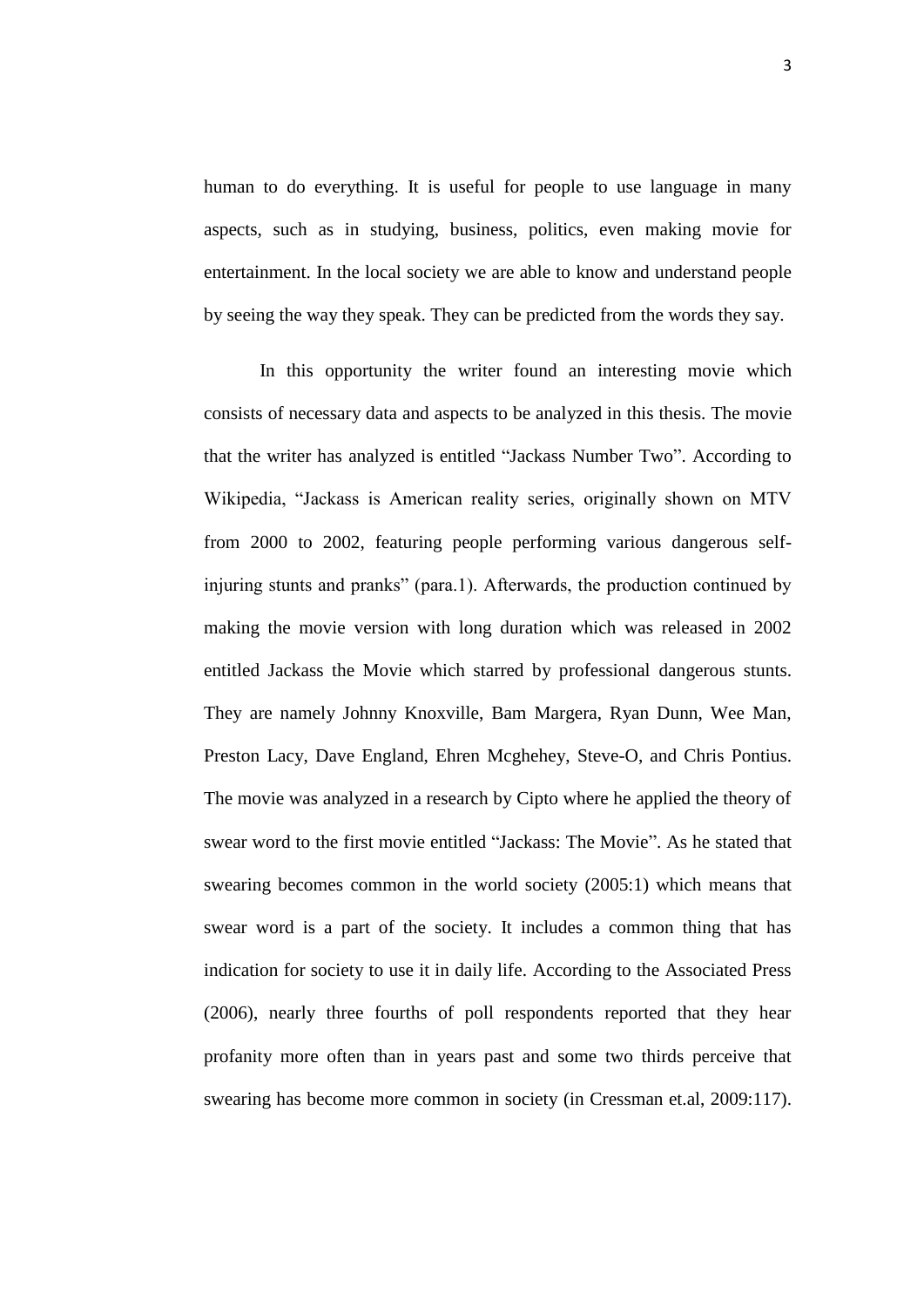human to do everything. It is useful for people to use language in many aspects, such as in studying, business, politics, even making movie for entertainment. In the local society we are able to know and understand people by seeing the way they speak. They can be predicted from the words they say.

In this opportunity the writer found an interesting movie which consists of necessary data and aspects to be analyzed in this thesis. The movie that the writer has analyzed is entitled "Jackass Number Two". According to Wikipedia, "Jackass is American reality series, originally shown on MTV from 2000 to 2002, featuring people performing various dangerous self-injuring stunts and pranks" (para.1). Afterwards, the production continued by making the movie version with long duration which was released in 2002 entitled Jackass the Movie which starred by professional dangerous stunts. They are namely Johnny Knoxville, Bam Margera, Ryan Dunn, Wee Man, Preston Lacy, Dave England, Ehren Mcghehey, Steve-O, and Chris Pontius. The movie was analyzed in a research by Cipto where he applied the theory of swear word to the first movie entitled "Jackass: The Movie". As he stated that swearing becomes common in the world society (2005:1) which means that swear word is a part of the society. It includes a common thing that has indication for society to use it in daily life. According to the Associated Press (2006), nearly three fourths of poll respondents reported that they hear profanity more often than in years past and some two thirds perceive that swearing has become more common in society (in Cressman et.al, 2009:117).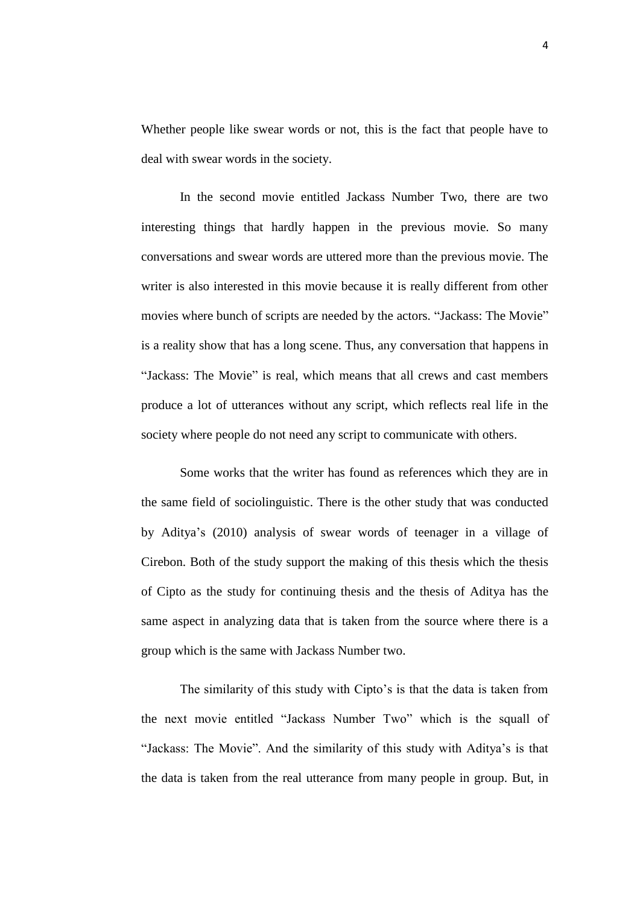Whether people like swear words or not, this is the fact that people have to deal with swear words in the society.

In the second movie entitled Jackass Number Two, there are two interesting things that hardly happen in the previous movie. So many conversations and swear words are uttered more than the previous movie. The writer is also interested in this movie because it is really different from other movies where bunch of scripts are needed by the actors. "Jackass: The Movie" is a reality show that has a long scene. Thus, any conversation that happens in "Jackass: The Movie" is real, which means that all crews and cast members produce a lot of utterances without any script, which reflects real life in the society where people do not need any script to communicate with others.

Some works that the writer has found as references which they are in the same field of sociolinguistic. There is the other study that was conducted by Aditya's (2010) analysis of swear words of teenager in a village of Cirebon. Both of the study support the making of this thesis which the thesis of Cipto as the study for continuing thesis and the thesis of Aditya has the same aspect in analyzing data that is taken from the source where there is a group which is the same with Jackass Number two.

The similarity of this study with Cipto's is that the data is taken from the next movie entitled "Jackass Number Two" which is the squall of "Jackass: The Movie". And the similarity of this study with Aditya's is that the data is taken from the real utterance from many people in group. But, in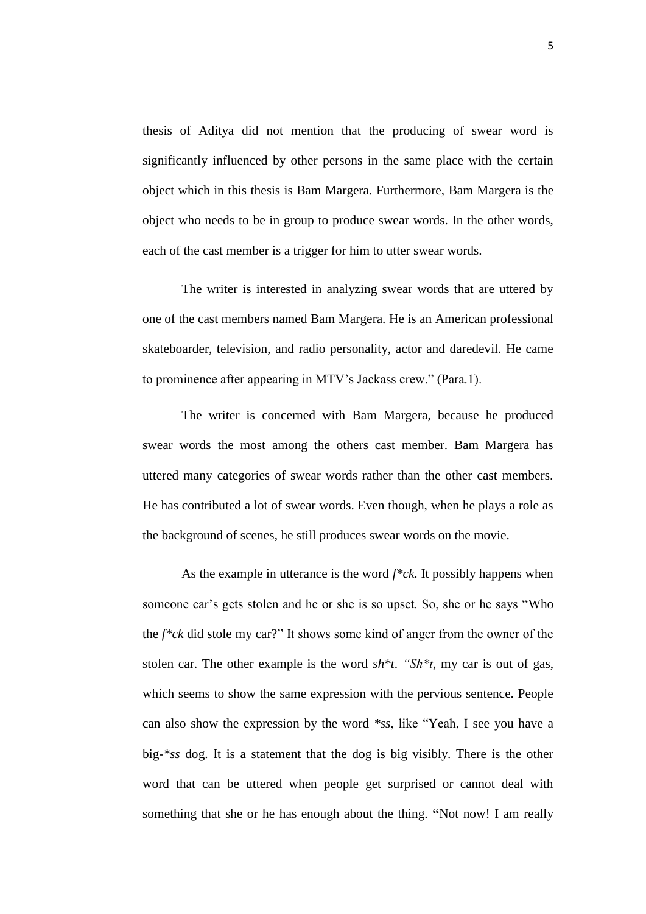thesis of Aditya did not mention that the producing of swear word is significantly influenced by other persons in the same place with the certain object which in this thesis is Bam Margera. Furthermore, Bam Margera is the object who needs to be in group to produce swear words. In the other words, each of the cast member is a trigger for him to utter swear words.

The writer is interested in analyzing swear words that are uttered by one of the cast members named Bam Margera. He is an American professional skateboarder, television, and radio personality, actor and daredevil. He came to prominence after appearing in MTV's Jackass crew." (Para.1).

The writer is concerned with Bam Margera, because he produced swear words the most among the others cast member. Bam Margera has uttered many categories of swear words rather than the other cast members. He has contributed a lot of swear words. Even though, when he plays a role as the background of scenes, he still produces swear words on the movie.

As the example in utterance is the word *f*ck*. It possibly happens when someone car's gets stolen and he or she is so upset. So, she or he says "Who the *f*ck* did stole my car?" It shows some kind of anger from the owner of the stolen car. The other example is the word *sh*t*. *"Sh*t*, my car is out of gas, which seems to show the same expression with the pervious sentence. People can also show the expression by the word **ss*, like "Yeah, I see you have a big-**ss* dog. It is a statement that the dog is big visibly. There is the other word that can be uttered when people get surprised or cannot deal with something that she or he has enough about the thing. **"**Not now! I am really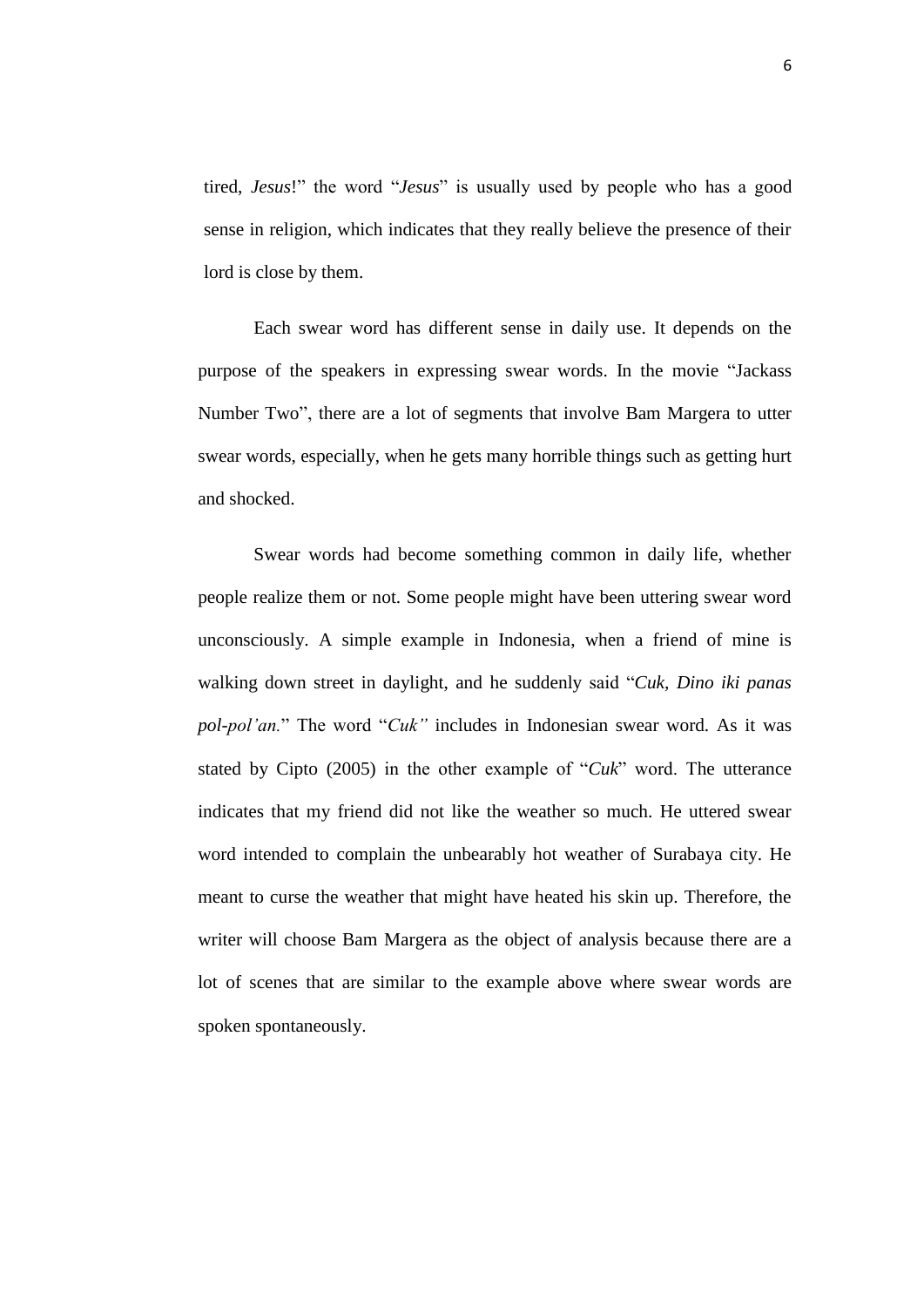tired, *Jesus*!" the word "*Jesus*" is usually used by people who has a good sense in religion, which indicates that they really believe the presence of their lord is close by them.

Each swear word has different sense in daily use. It depends on the purpose of the speakers in expressing swear words. In the movie "Jackass Number Two", there are a lot of segments that involve Bam Margera to utter swear words, especially, when he gets many horrible things such as getting hurt and shocked.

Swear words had become something common in daily life, whether people realize them or not. Some people might have been uttering swear word unconsciously. A simple example in Indonesia, when a friend of mine is walking down street in daylight, and he suddenly said "*Cuk, Dino iki panas pol-pol'an.*" The word "*Cuk"* includes in Indonesian swear word. As it was stated by Cipto (2005) in the other example of "*Cuk*" word. The utterance indicates that my friend did not like the weather so much. He uttered swear word intended to complain the unbearably hot weather of Surabaya city. He meant to curse the weather that might have heated his skin up. Therefore, the writer will choose Bam Margera as the object of analysis because there are a lot of scenes that are similar to the example above where swear words are spoken spontaneously.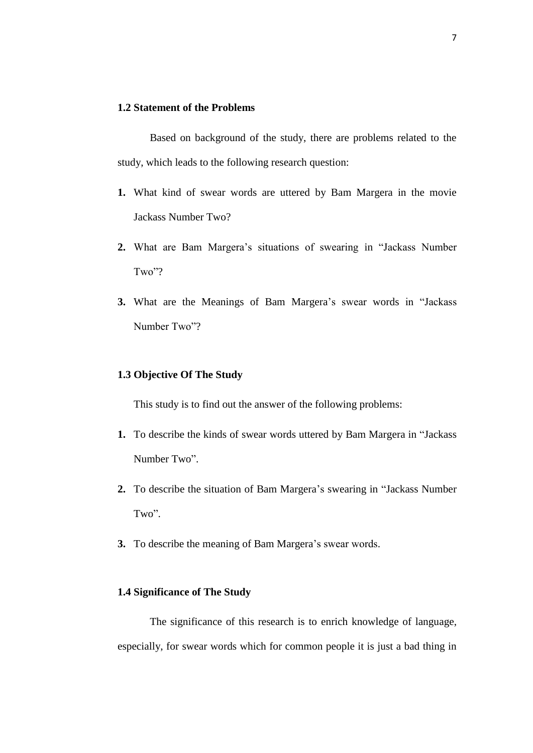## 1.2 Statement of the Problems

Based on background of the study, there are problems related to the study, which leads to the following research question:

1. What kind of swear words are uttered by Bam Margera in the movie Jackass Number Two?
2. What are Bam Margera's situations of swearing in "Jackass Number Two"?
3. What are the Meanings of Bam Margera's swear words in "Jackass Number Two"?

## 1.3 Objective Of The Study

This study is to find out the answer of the following problems:

1. To describe the kinds of swear words uttered by Bam Margera in "Jackass Number Two".
2. To describe the situation of Bam Margera's swearing in "Jackass Number Two".
3. To describe the meaning of Bam Margera's swear words.

## 1.4 Significance of The Study

The significance of this research is to enrich knowledge of language, especially, for swear words which for common people it is just a bad thing in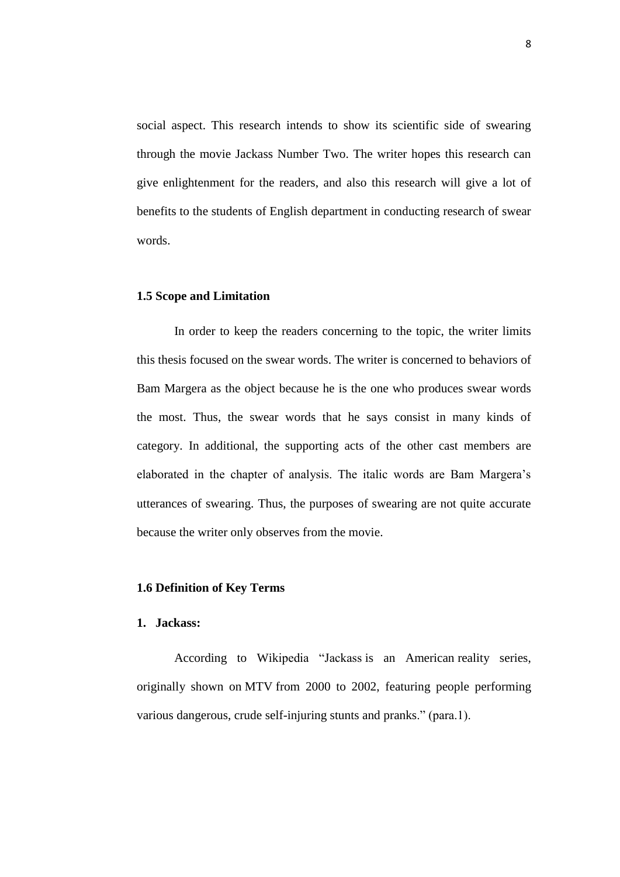social aspect. This research intends to show its scientific side of swearing through the movie Jackass Number Two. The writer hopes this research can give enlightenment for the readers, and also this research will give a lot of benefits to the students of English department in conducting research of swear words.

### 1.5 Scope and Limitation

In order to keep the readers concerning to the topic, the writer limits this thesis focused on the swear words. The writer is concerned to behaviors of Bam Margera as the object because he is the one who produces swear words the most. Thus, the swear words that he says consist in many kinds of category. In additional, the supporting acts of the other cast members are elaborated in the chapter of analysis. The italic words are Bam Margera's utterances of swearing. Thus, the purposes of swearing are not quite accurate because the writer only observes from the movie.

### 1.6 Definition of Key Terms

**1. Jackass:**

According to Wikipedia "Jackass is an American reality series, originally shown on MTV from 2000 to 2002, featuring people performing various dangerous, crude self-injuring stunts and pranks." (para.1).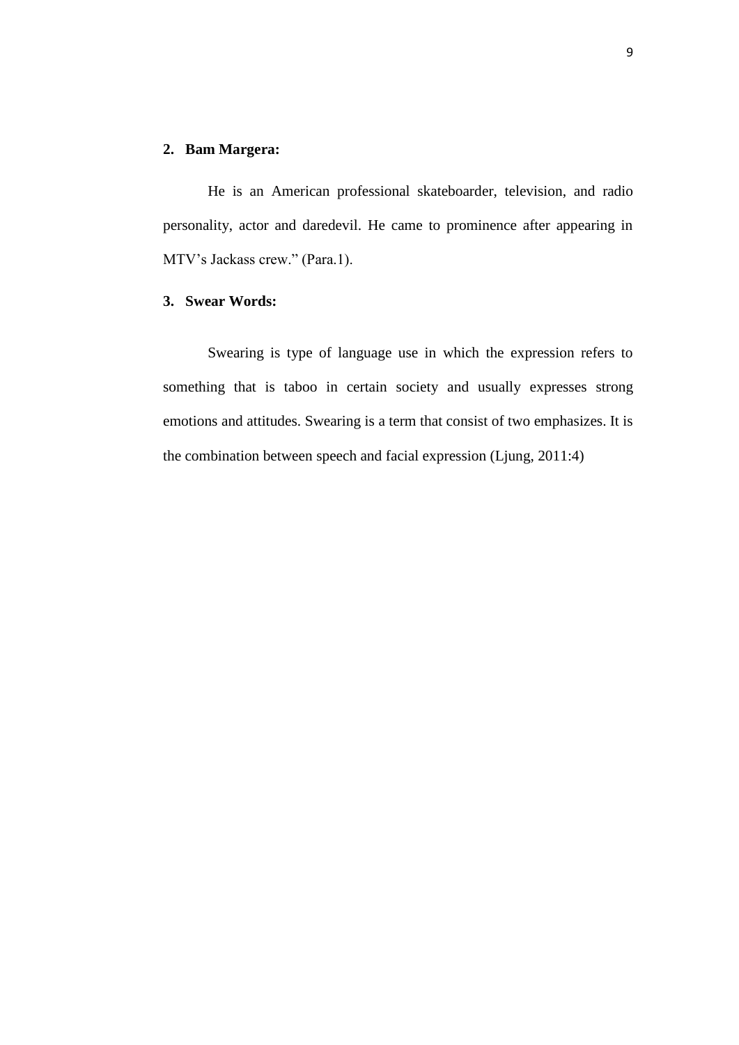**2. Bam Margera:**

He is an American professional skateboarder, television, and radio personality, actor and daredevil. He came to prominence after appearing in MTV's Jackass crew." (Para.1).

**3. Swear Words:**

Swearing is type of language use in which the expression refers to something that is taboo in certain society and usually expresses strong emotions and attitudes. Swearing is a term that consist of two emphasizes. It is the combination between speech and facial expression (Ljung, 2011:4)